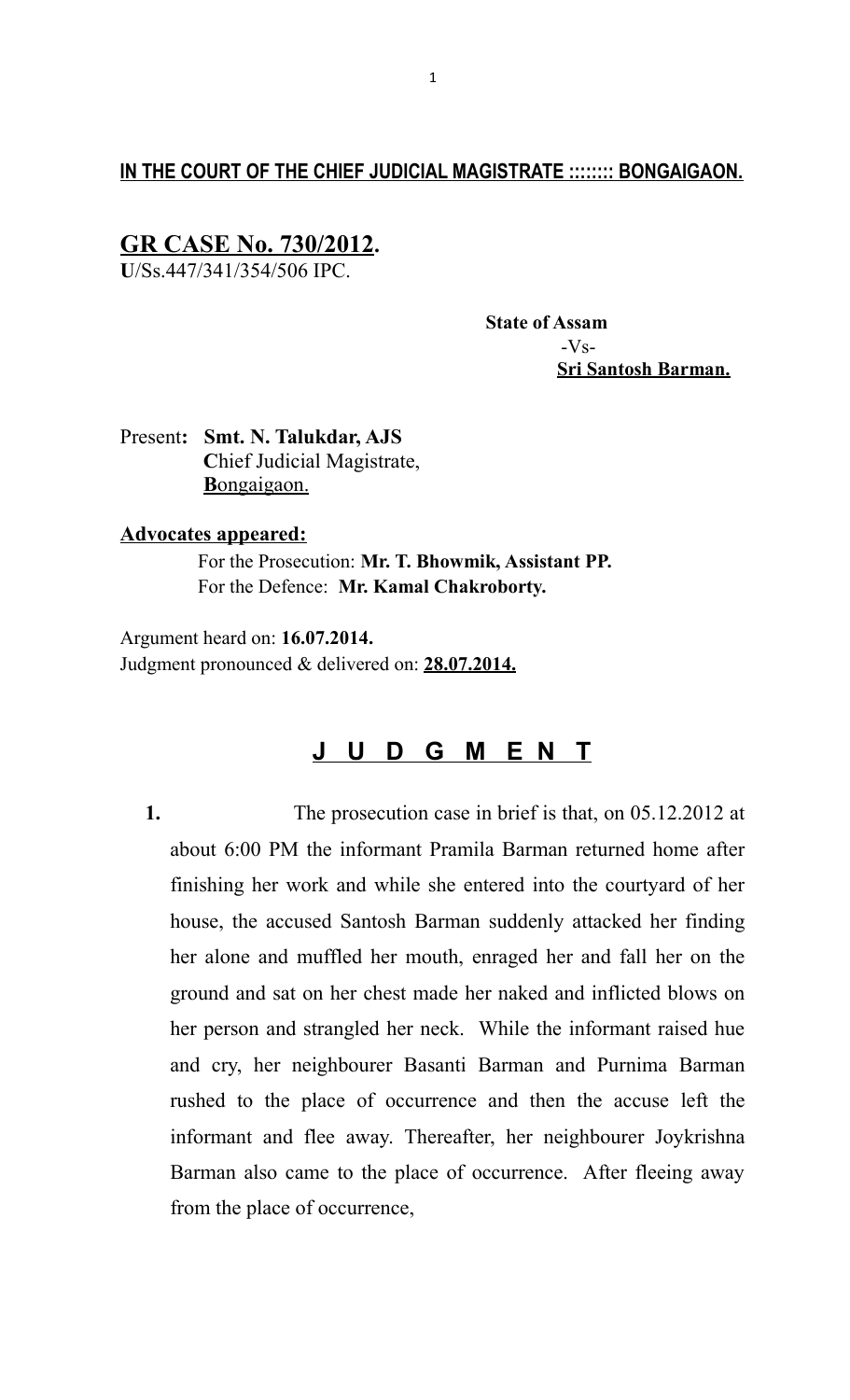**IN THE COURT OF THE CHIEF JUDICIAL MAGISTRATE ::::::: BONGAIGAON.**

**GR CASE No. 730/2012.**
**U**/Ss.447/341/354/506 IPC.

**State of Assam**
-Vs-
**Sri Santosh Barman.**

Present**: Smt. N. Talukdar, AJS**
**C**hief Judicial Magistrate,
**B**ongaigaon.

**Advocates appeared:**

For the Prosecution: **Mr. T. Bhowmik, Assistant PP.**
For the Defence: **Mr. Kamal Chakroborty.**

Argument heard on: **16.07.2014.**
Judgment pronounced & delivered on: **28.07.2014.**

## J U D G M E N T

**1.** The prosecution case in brief is that, on 05.12.2012 at about 6:00 PM the informant Pramila Barman returned home after finishing her work and while she entered into the courtyard of her house, the accused Santosh Barman suddenly attacked her finding her alone and muffled her mouth, enraged her and fall her on the ground and sat on her chest made her naked and inflicted blows on her person and strangled her neck. While the informant raised hue and cry, her neighbourer Basanti Barman and Purnima Barman rushed to the place of occurrence and then the accuse left the informant and flee away. Thereafter, her neighbourer Joykrishna Barman also came to the place of occurrence. After fleeing away from the place of occurrence,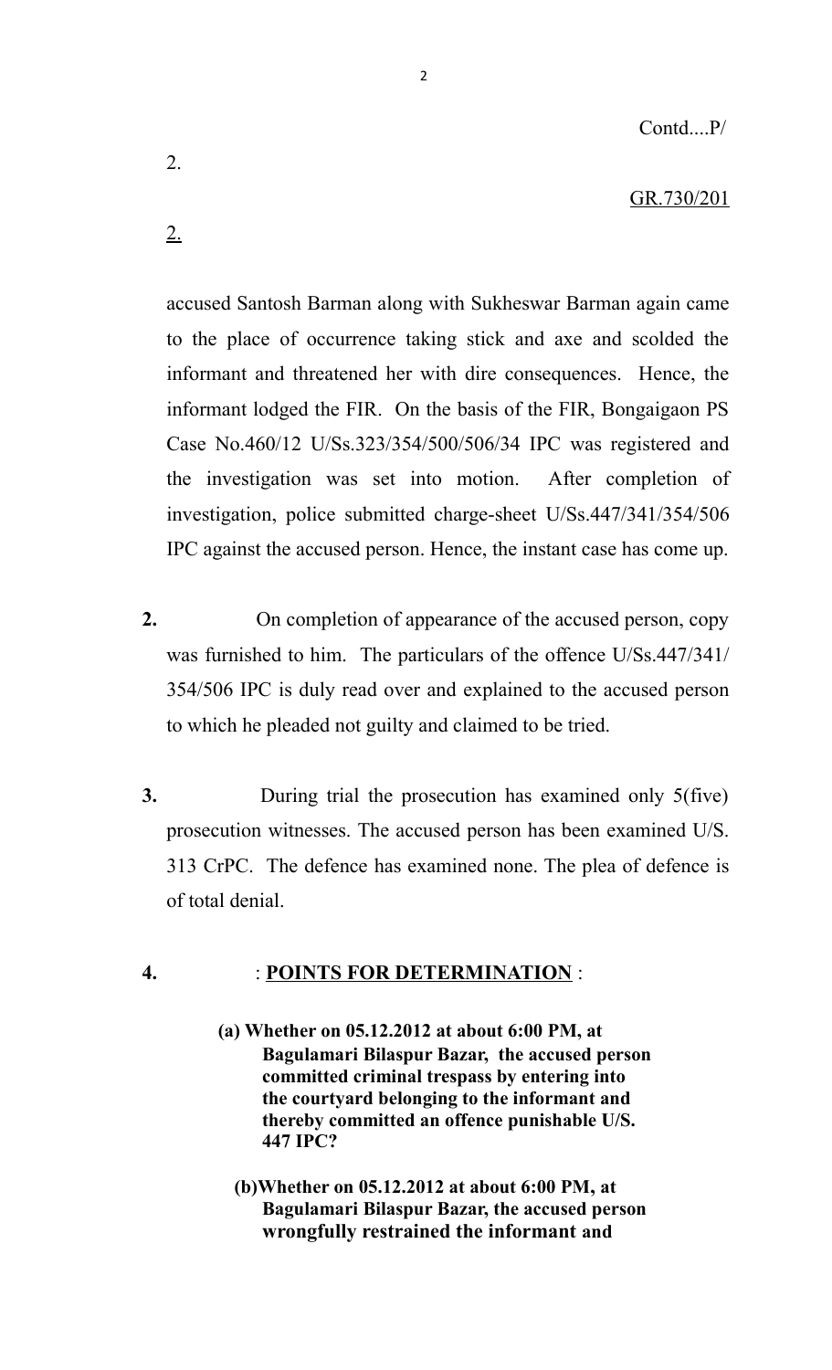accused Santosh Barman along with Sukheswar Barman again came to the place of occurrence taking stick and axe and scolded the informant and threatened her with dire consequences. Hence, the informant lodged the FIR. On the basis of the FIR, Bongaigaon PS Case No.460/12 U/Ss.323/354/500/506/34 IPC was registered and the investigation was set into motion. After completion of investigation, police submitted charge-sheet U/Ss.447/341/354/506 IPC against the accused person. Hence, the instant case has come up.

**2.** On completion of appearance of the accused person, copy was furnished to him. The particulars of the offence U/Ss.447/341/354/506 IPC is duly read over and explained to the accused person to which he pleaded not guilty and claimed to be tried.

**3.** During trial the prosecution has examined only 5(five) prosecution witnesses. The accused person has been examined U/S. 313 CrPC. The defence has examined none. The plea of defence is of total denial.

**4.** : **POINTS FOR DETERMINATION** :

**(a) Whether on 05.12.2012 at about 6:00 PM, at Bagulamari Bilaspur Bazar, the accused person committed criminal trespass by entering into the courtyard belonging to the informant and thereby committed an offence punishable U/S. 447 IPC?**

**(b)Whether on 05.12.2012 at about 6:00 PM, at Bagulamari Bilaspur Bazar, the accused person wrongfully restrained the informant and**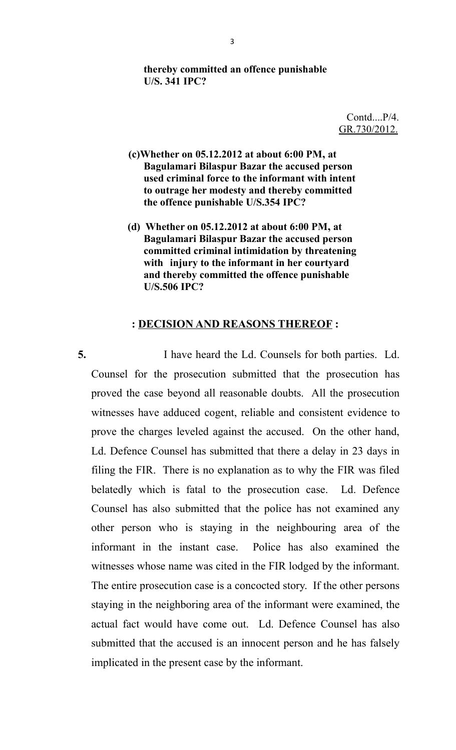**thereby committed an offence punishable U/S. 341 IPC?**

Contd....P/4.
GR.730/2012.

**(c)Whether on 05.12.2012 at about 6:00 PM, at Bagulamari Bilaspur Bazar the accused person used criminal force to the informant with intent to outrage her modesty and thereby committed the offence punishable U/S.354 IPC?**

**(d) Whether on 05.12.2012 at about 6:00 PM, at Bagulamari Bilaspur Bazar the accused person committed criminal intimidation by threatening with injury to the informant in her courtyard and thereby committed the offence punishable U/S.506 IPC?**

## : DECISION AND REASONS THEREOF :

**5.** I have heard the Ld. Counsels for both parties. Ld. Counsel for the prosecution submitted that the prosecution has proved the case beyond all reasonable doubts. All the prosecution witnesses have adduced cogent, reliable and consistent evidence to prove the charges leveled against the accused. On the other hand, Ld. Defence Counsel has submitted that there a delay in 23 days in filing the FIR. There is no explanation as to why the FIR was filed belatedly which is fatal to the prosecution case. Ld. Defence Counsel has also submitted that the police has not examined any other person who is staying in the neighbouring area of the informant in the instant case. Police has also examined the witnesses whose name was cited in the FIR lodged by the informant. The entire prosecution case is a concocted story. If the other persons staying in the neighboring area of the informant were examined, the actual fact would have come out. Ld. Defence Counsel has also submitted that the accused is an innocent person and he has falsely implicated in the present case by the informant.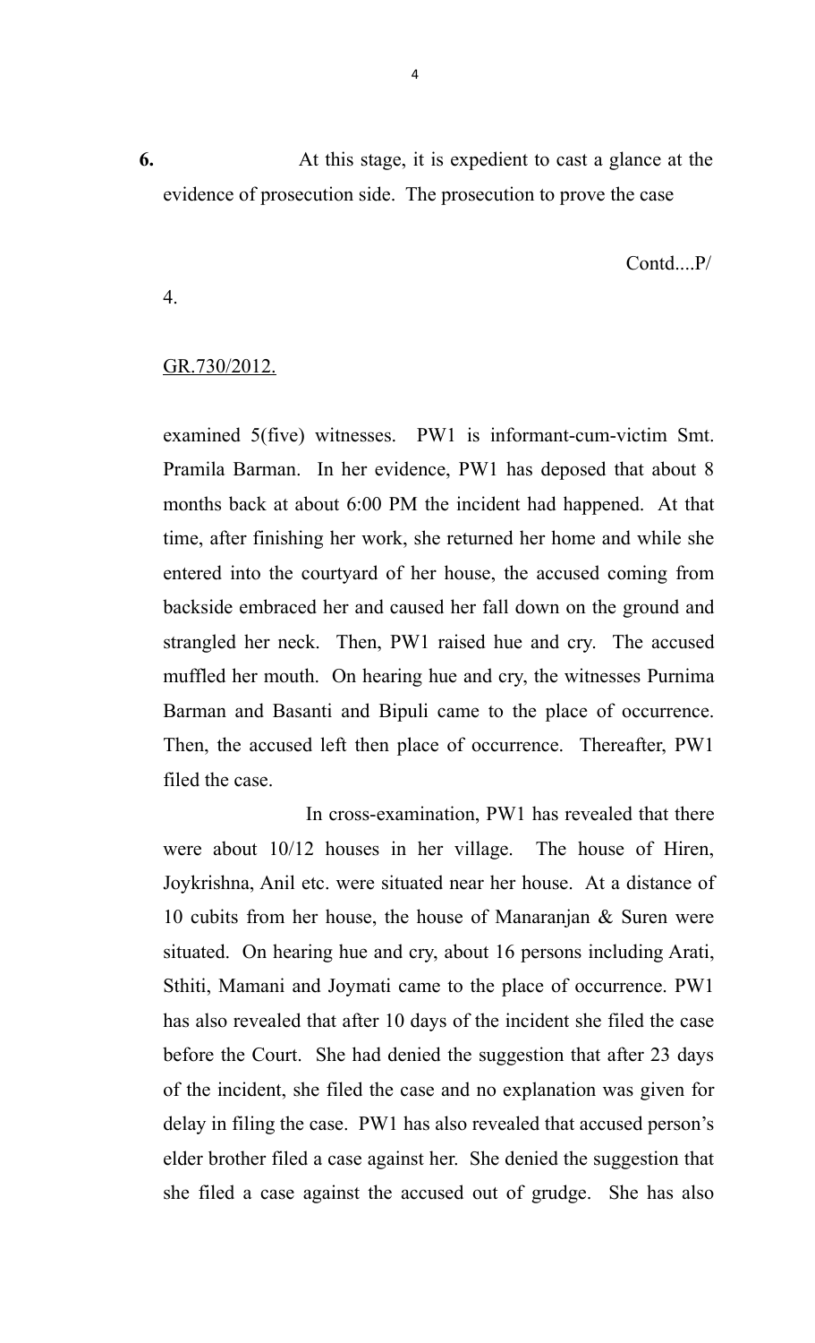**6.** At this stage, it is expedient to cast a glance at the evidence of prosecution side. The prosecution to prove the case examined 5(five) witnesses. PW1 is informant-cum-victim Smt. Pramila Barman. In her evidence, PW1 has deposed that about 8 months back at about 6:00 PM the incident had happened. At that time, after finishing her work, she returned her home and while she entered into the courtyard of her house, the accused coming from backside embraced her and caused her fall down on the ground and strangled her neck. Then, PW1 raised hue and cry. The accused muffled her mouth. On hearing hue and cry, the witnesses Purnima Barman and Basanti and Bipuli came to the place of occurrence. Then, the accused left then place of occurrence. Thereafter, PW1 filed the case.

In cross-examination, PW1 has revealed that there were about 10/12 houses in her village. The house of Hiren, Joykrishna, Anil etc. were situated near her house. At a distance of 10 cubits from her house, the house of Manaranjan & Suren were situated. On hearing hue and cry, about 16 persons including Arati, Sthiti, Mamani and Joymati came to the place of occurrence. PW1 has also revealed that after 10 days of the incident she filed the case before the Court. She had denied the suggestion that after 23 days of the incident, she filed the case and no explanation was given for delay in filing the case. PW1 has also revealed that accused person's elder brother filed a case against her. She denied the suggestion that she filed a case against the accused out of grudge. She has also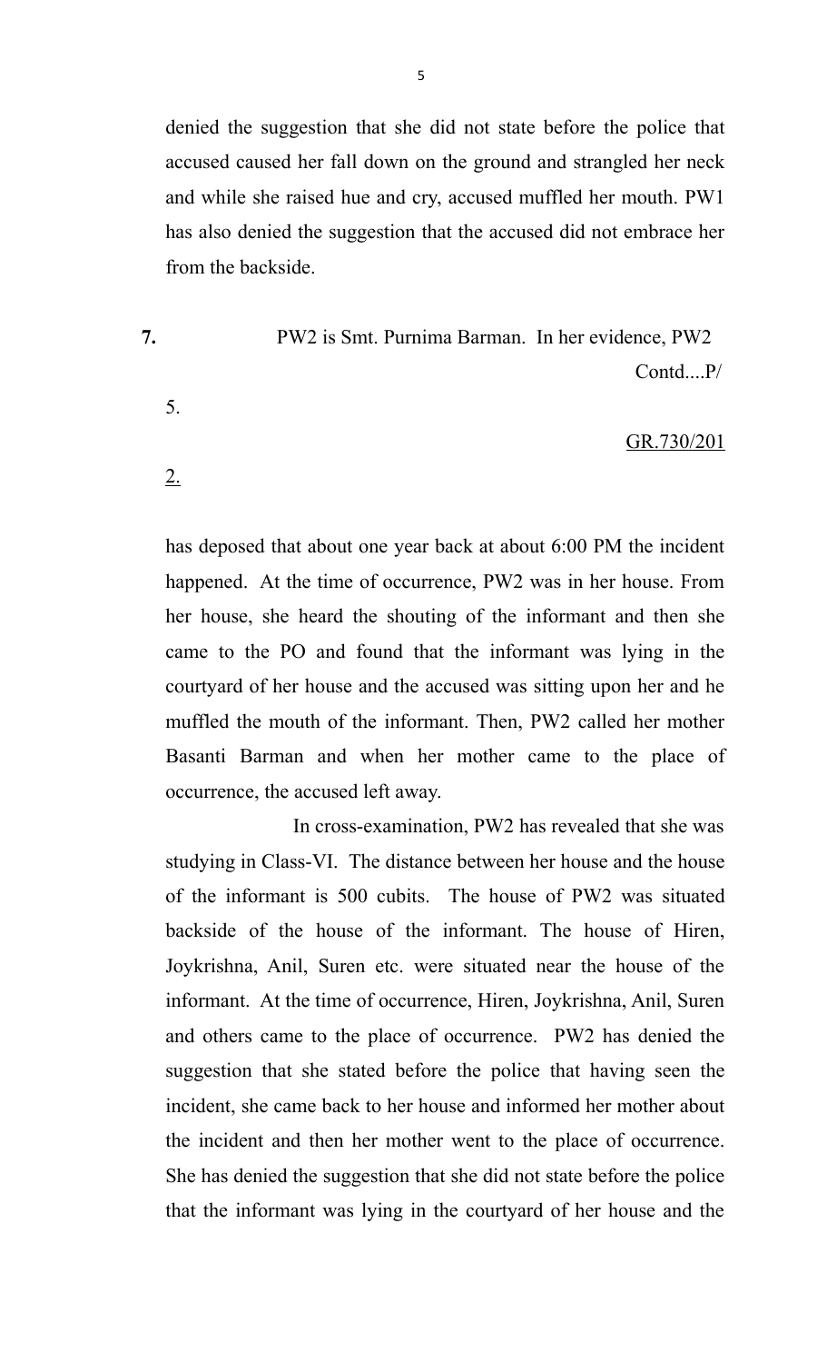denied the suggestion that she did not state before the police that accused caused her fall down on the ground and strangled her neck and while she raised hue and cry, accused muffled her mouth. PW1 has also denied the suggestion that the accused did not embrace her from the backside.

**7.** PW2 is Smt. Purnima Barman. In her evidence, PW2 has deposed that about one year back at about 6:00 PM the incident happened. At the time of occurrence, PW2 was in her house. From her house, she heard the shouting of the informant and then she came to the PO and found that the informant was lying in the courtyard of her house and the accused was sitting upon her and he muffled the mouth of the informant. Then, PW2 called her mother Basanti Barman and when her mother came to the place of occurrence, the accused left away.

In cross-examination, PW2 has revealed that she was studying in Class-VI. The distance between her house and the house of the informant is 500 cubits. The house of PW2 was situated backside of the house of the informant. The house of Hiren, Joykrishna, Anil, Suren etc. were situated near the house of the informant. At the time of occurrence, Hiren, Joykrishna, Anil, Suren and others came to the place of occurrence. PW2 has denied the suggestion that she stated before the police that having seen the incident, she came back to her house and informed her mother about the incident and then her mother went to the place of occurrence. She has denied the suggestion that she did not state before the police that the informant was lying in the courtyard of her house and the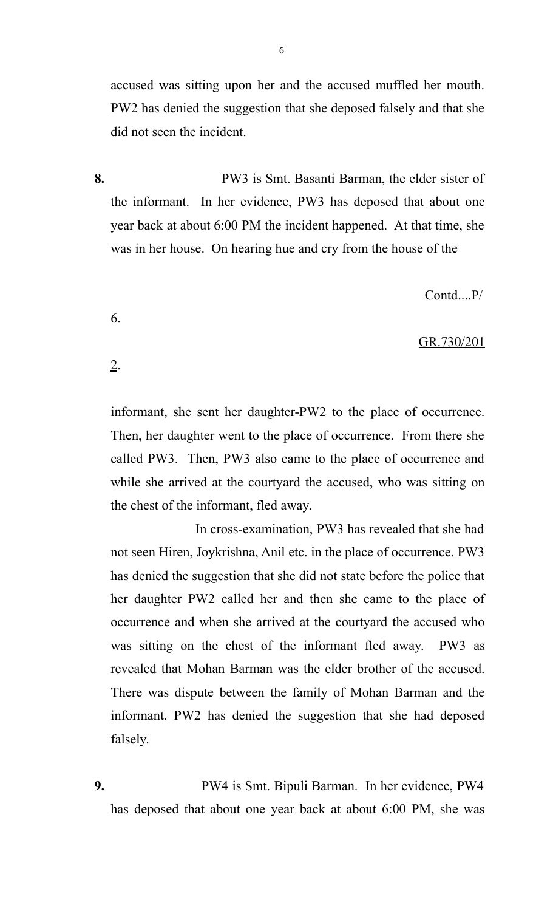accused was sitting upon her and the accused muffled her mouth. PW2 has denied the suggestion that she deposed falsely and that she did not seen the incident.

**8.** PW3 is Smt. Basanti Barman, the elder sister of the informant. In her evidence, PW3 has deposed that about one year back at about 6:00 PM the incident happened. At that time, she was in her house. On hearing hue and cry from the house of the informant, she sent her daughter-PW2 to the place of occurrence. Then, her daughter went to the place of occurrence. From there she called PW3. Then, PW3 also came to the place of occurrence and while she arrived at the courtyard the accused, who was sitting on the chest of the informant, fled away.

In cross-examination, PW3 has revealed that she had not seen Hiren, Joykrishna, Anil etc. in the place of occurrence. PW3 has denied the suggestion that she did not state before the police that her daughter PW2 called her and then she came to the place of occurrence and when she arrived at the courtyard the accused who was sitting on the chest of the informant fled away. PW3 as revealed that Mohan Barman was the elder brother of the accused. There was dispute between the family of Mohan Barman and the informant. PW2 has denied the suggestion that she had deposed falsely.

**9.** PW4 is Smt. Bipuli Barman. In her evidence, PW4 has deposed that about one year back at about 6:00 PM, she was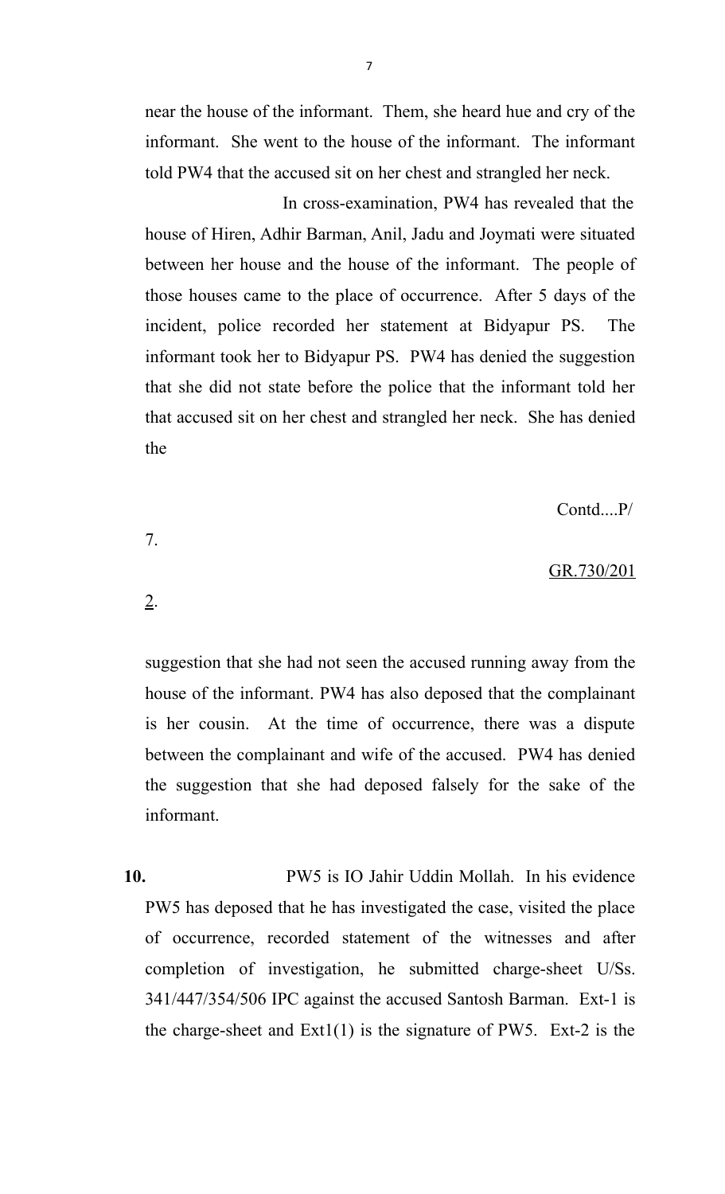near the house of the informant. Them, she heard hue and cry of the informant. She went to the house of the informant. The informant told PW4 that the accused sit on her chest and strangled her neck.

In cross-examination, PW4 has revealed that the house of Hiren, Adhir Barman, Anil, Jadu and Joymati were situated between her house and the house of the informant. The people of those houses came to the place of occurrence. After 5 days of the incident, police recorded her statement at Bidyapur PS. The informant took her to Bidyapur PS. PW4 has denied the suggestion that she did not state before the police that the informant told her that accused sit on her chest and strangled her neck. She has denied the

Contd....P/

7.

GR.730/201

2.

suggestion that she had not seen the accused running away from the house of the informant. PW4 has also deposed that the complainant is her cousin. At the time of occurrence, there was a dispute between the complainant and wife of the accused. PW4 has denied the suggestion that she had deposed falsely for the sake of the informant.

**10.** PW5 is IO Jahir Uddin Mollah. In his evidence PW5 has deposed that he has investigated the case, visited the place of occurrence, recorded statement of the witnesses and after completion of investigation, he submitted charge-sheet U/Ss. 341/447/354/506 IPC against the accused Santosh Barman. Ext-1 is the charge-sheet and Ext1(1) is the signature of PW5. Ext-2 is the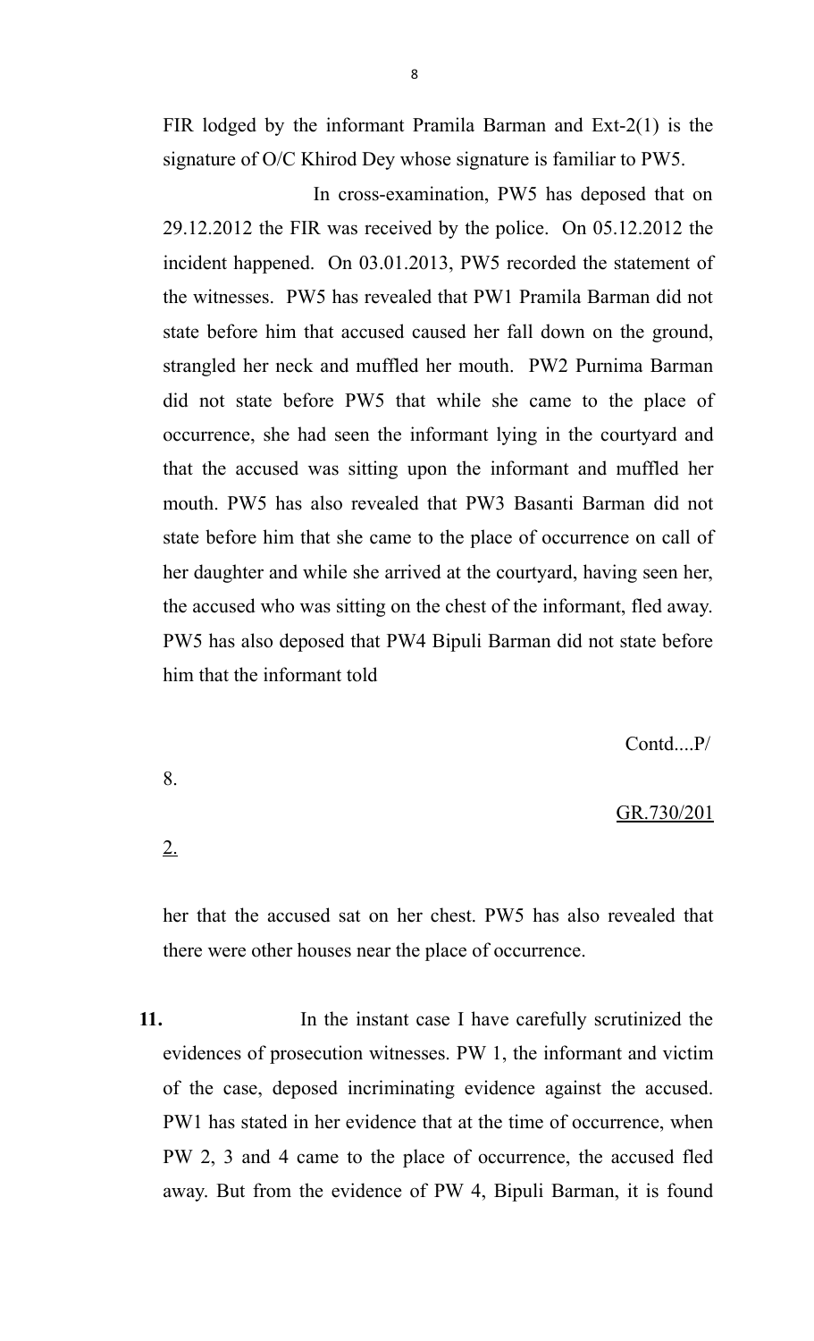FIR lodged by the informant Pramila Barman and Ext-2(1) is the signature of O/C Khirod Dey whose signature is familiar to PW5.

In cross-examination, PW5 has deposed that on 29.12.2012 the FIR was received by the police. On 05.12.2012 the incident happened. On 03.01.2013, PW5 recorded the statement of the witnesses. PW5 has revealed that PW1 Pramila Barman did not state before him that accused caused her fall down on the ground, strangled her neck and muffled her mouth. PW2 Purnima Barman did not state before PW5 that while she came to the place of occurrence, she had seen the informant lying in the courtyard and that the accused was sitting upon the informant and muffled her mouth. PW5 has also revealed that PW3 Basanti Barman did not state before him that she came to the place of occurrence on call of her daughter and while she arrived at the courtyard, having seen her, the accused who was sitting on the chest of the informant, fled away. PW5 has also deposed that PW4 Bipuli Barman did not state before him that the informant told her that the accused sat on her chest. PW5 has also revealed that there were other houses near the place of occurrence.

**11.** In the instant case I have carefully scrutinized the evidences of prosecution witnesses. PW 1, the informant and victim of the case, deposed incriminating evidence against the accused. PW1 has stated in her evidence that at the time of occurrence, when PW 2, 3 and 4 came to the place of occurrence, the accused fled away. But from the evidence of PW 4, Bipuli Barman, it is found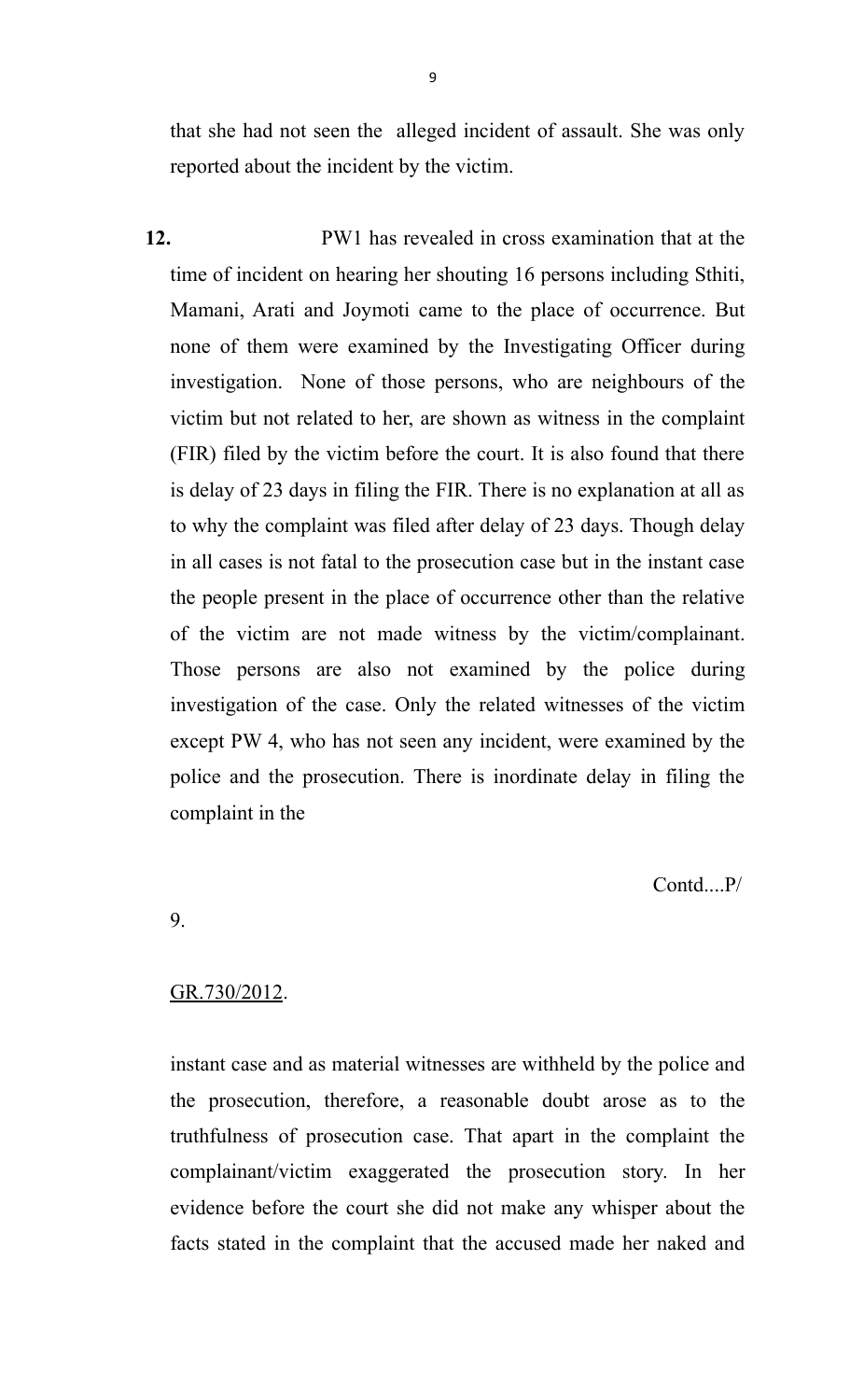that she had not seen the alleged incident of assault. She was only reported about the incident by the victim.

**12.** PW1 has revealed in cross examination that at the time of incident on hearing her shouting 16 persons including Sthiti, Mamani, Arati and Joymoti came to the place of occurrence. But none of them were examined by the Investigating Officer during investigation. None of those persons, who are neighbours of the victim but not related to her, are shown as witness in the complaint (FIR) filed by the victim before the court. It is also found that there is delay of 23 days in filing the FIR. There is no explanation at all as to why the complaint was filed after delay of 23 days. Though delay in all cases is not fatal to the prosecution case but in the instant case the people present in the place of occurrence other than the relative of the victim are not made witness by the victim/complainant. Those persons are also not examined by the police during investigation of the case. Only the related witnesses of the victim except PW 4, who has not seen any incident, were examined by the police and the prosecution. There is inordinate delay in filing the complaint in the

Contd....P/

9.

GR.730/2012.

instant case and as material witnesses are withheld by the police and the prosecution, therefore, a reasonable doubt arose as to the truthfulness of prosecution case. That apart in the complaint the complainant/victim exaggerated the prosecution story. In her evidence before the court she did not make any whisper about the facts stated in the complaint that the accused made her naked and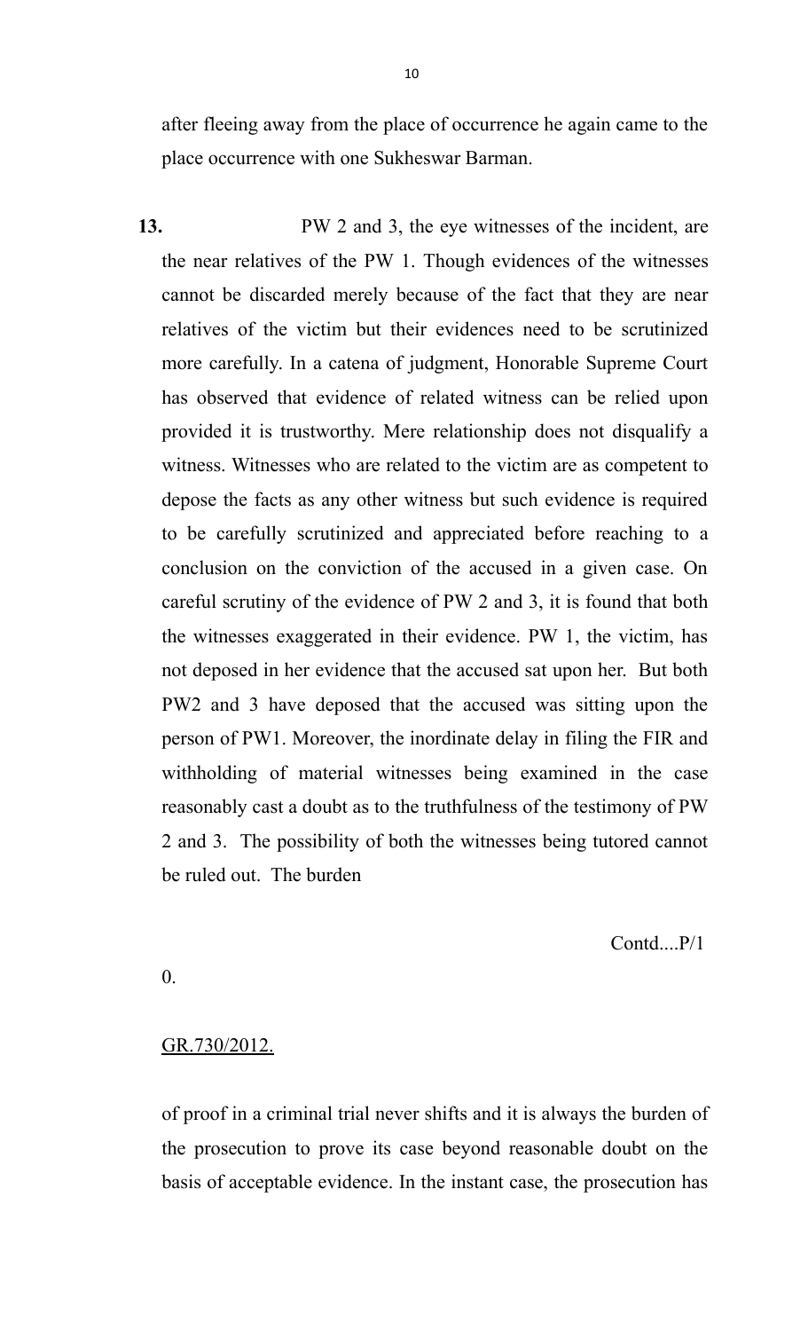after fleeing away from the place of occurrence he again came to the place occurrence with one Sukheswar Barman.

**13.** PW 2 and 3, the eye witnesses of the incident, are the near relatives of the PW 1. Though evidences of the witnesses cannot be discarded merely because of the fact that they are near relatives of the victim but their evidences need to be scrutinized more carefully. In a catena of judgment, Honorable Supreme Court has observed that evidence of related witness can be relied upon provided it is trustworthy. Mere relationship does not disqualify a witness. Witnesses who are related to the victim are as competent to depose the facts as any other witness but such evidence is required to be carefully scrutinized and appreciated before reaching to a conclusion on the conviction of the accused in a given case. On careful scrutiny of the evidence of PW 2 and 3, it is found that both the witnesses exaggerated in their evidence. PW 1, the victim, has not deposed in her evidence that the accused sat upon her. But both PW2 and 3 have deposed that the accused was sitting upon the person of PW1. Moreover, the inordinate delay in filing the FIR and withholding of material witnesses being examined in the case reasonably cast a doubt as to the truthfulness of the testimony of PW 2 and 3. The possibility of both the witnesses being tutored cannot be ruled out. The burden

Contd....P/10.

GR.730/2012.

of proof in a criminal trial never shifts and it is always the burden of the prosecution to prove its case beyond reasonable doubt on the basis of acceptable evidence. In the instant case, the prosecution has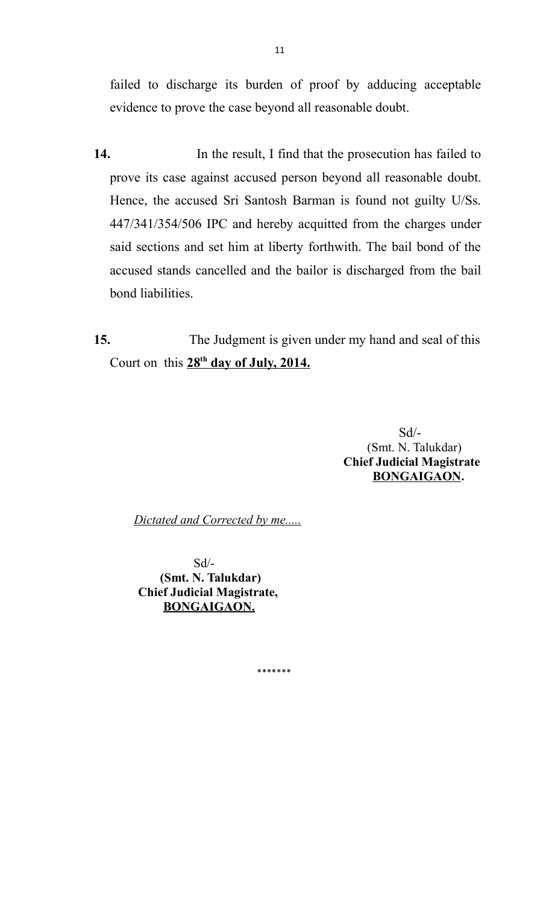failed to discharge its burden of proof by adducing acceptable evidence to prove the case beyond all reasonable doubt.

**14.** In the result, I find that the prosecution has failed to prove its case against accused person beyond all reasonable doubt. Hence, the accused Sri Santosh Barman is found not guilty U/Ss. 447/341/354/506 IPC and hereby acquitted from the charges under said sections and set him at liberty forthwith. The bail bond of the accused stands cancelled and the bailor is discharged from the bail bond liabilities.

**15.** The Judgment is given under my hand and seal of this Court on this **28th day of July, 2014.**

Sd/-
(Smt. N. Talukdar)
**Chief Judicial Magistrate**
**BONGAIGAON.**

*Dictated and Corrected by me.....*

Sd/-
**(Smt. N. Talukdar)**
**Chief Judicial Magistrate,**
**BONGAIGAON.**

*******